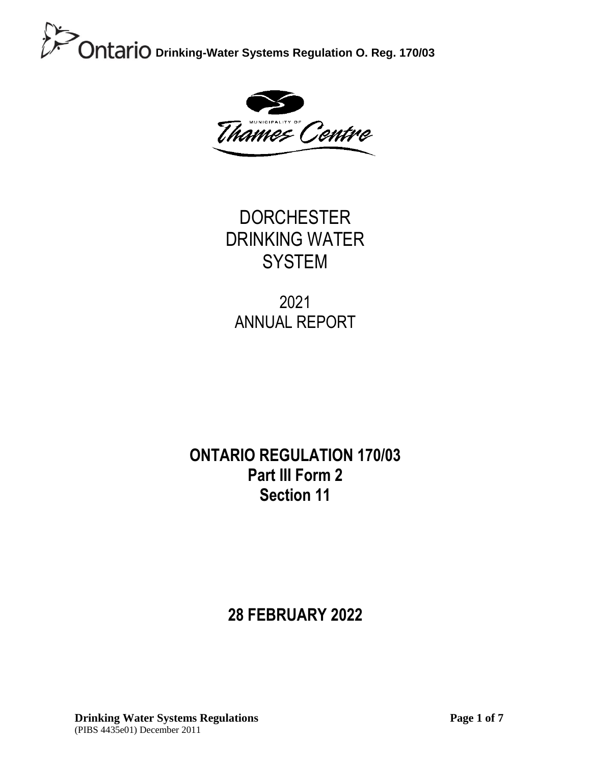Ontario **Drinking-Water Systems Regulation O. Reg. 170/03**

MUNICIPALITY OF Thames Centre

# DORCHESTER DRINKING WATER SYSTEM

## 2021 ANNUAL REPORT

## ONTARIO REGULATION 170/03
## Part III Form 2
## Section 11

## 28 FEBRUARY 2022

**Drinking Water Systems Regulations**
(PIBS 4435e01) December 2011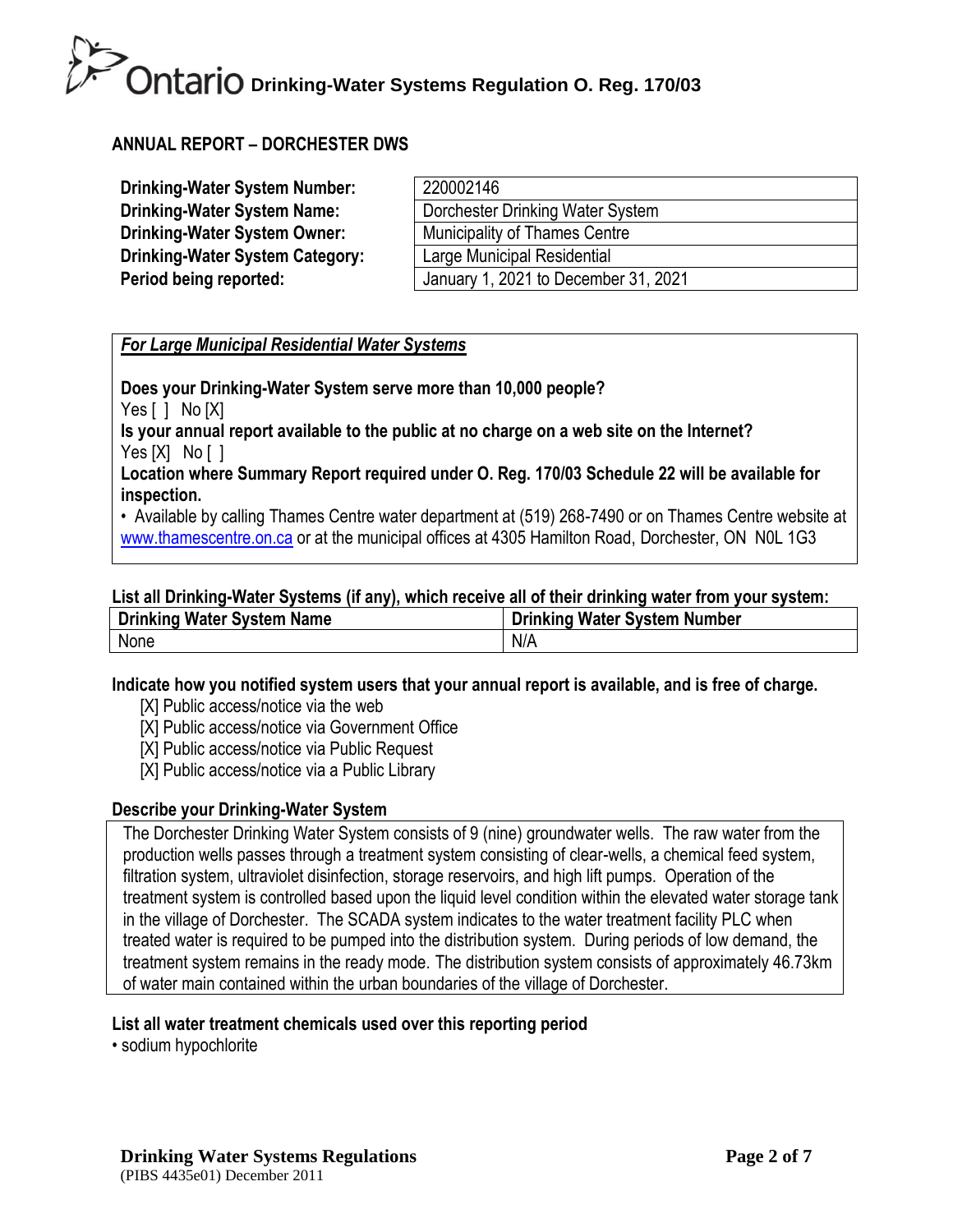# ANNUAL REPORT – DORCHESTER DWS

| | |
|---|---|
| **Drinking-Water System Number:** | 220002146 |
| **Drinking-Water System Name:** | Dorchester Drinking Water System |
| **Drinking-Water System Owner:** | Municipality of Thames Centre |
| **Drinking-Water System Category:** | Large Municipal Residential |
| **Period being reported:** | January 1, 2021 to December 31, 2021 |

***For Large Municipal Residential Water Systems***

**Does your Drinking-Water System serve more than 10,000 people?**
Yes [ ] No [X]

**Is your annual report available to the public at no charge on a web site on the Internet?**
Yes [X] No [ ]

**Location where Summary Report required under O. Reg. 170/03 Schedule 22 will be available for inspection.**

- Available by calling Thames Centre water department at (519) 268-7490 or on Thames Centre website at www.thamescentre.on.ca or at the municipal offices at 4305 Hamilton Road, Dorchester, ON N0L 1G3

**List all Drinking-Water Systems (if any), which receive all of their drinking water from your system:**

| Drinking Water System Name | Drinking Water System Number |
|---|---|
| None | N/A |

**Indicate how you notified system users that your annual report is available, and is free of charge.**

[X] Public access/notice via the web
[X] Public access/notice via Government Office
[X] Public access/notice via Public Request
[X] Public access/notice via a Public Library

**Describe your Drinking-Water System**

The Dorchester Drinking Water System consists of 9 (nine) groundwater wells. The raw water from the production wells passes through a treatment system consisting of clear-wells, a chemical feed system, filtration system, ultraviolet disinfection, storage reservoirs, and high lift pumps. Operation of the treatment system is controlled based upon the liquid level condition within the elevated water storage tank in the village of Dorchester. The SCADA system indicates to the water treatment facility PLC when treated water is required to be pumped into the distribution system. During periods of low demand, the treatment system remains in the ready mode. The distribution system consists of approximately 46.73km of water main contained within the urban boundaries of the village of Dorchester.

**List all water treatment chemicals used over this reporting period**

- sodium hypochlorite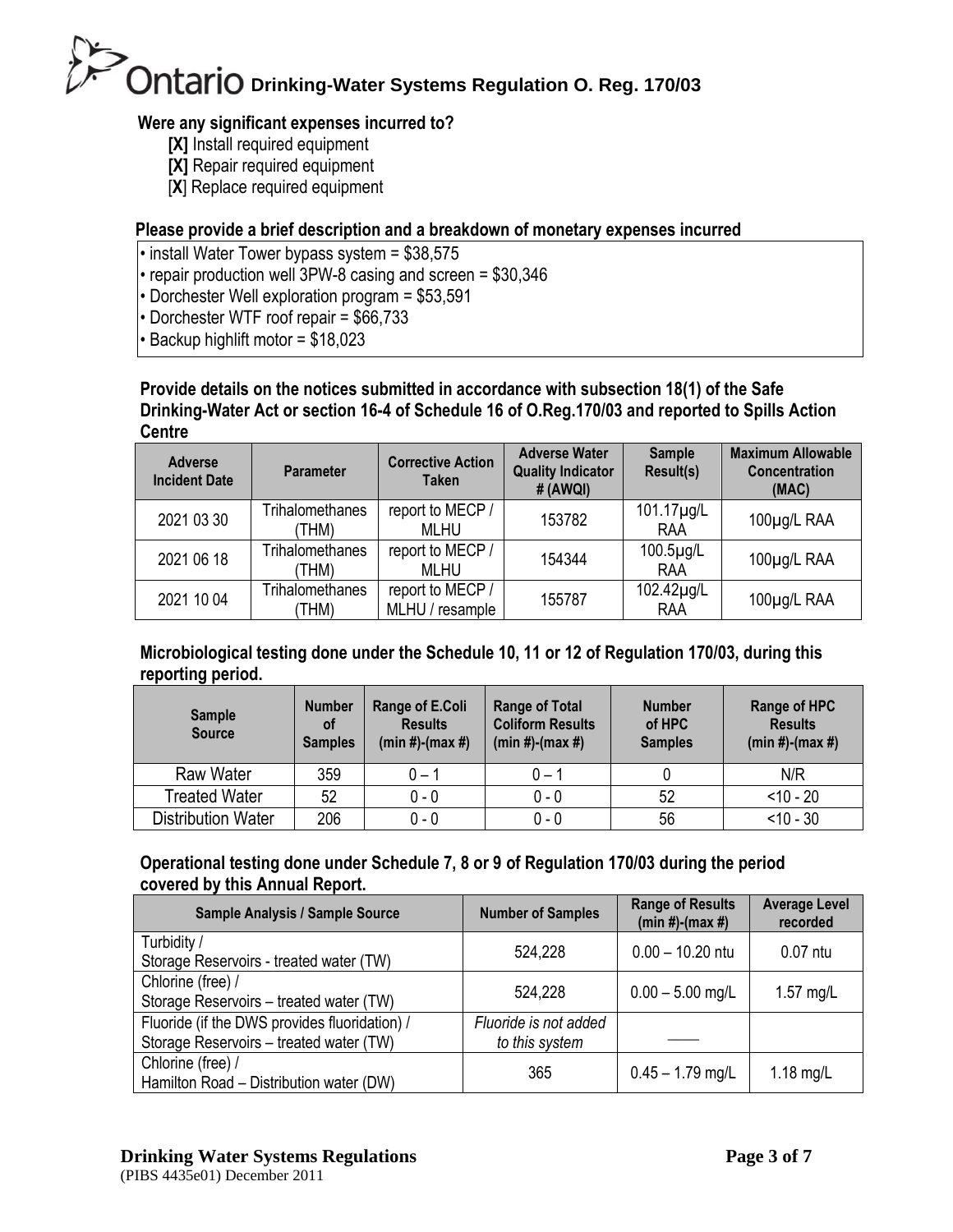**Were any significant expenses incurred to?**

- **[X]** Install required equipment
- **[X]** Repair required equipment
- [**X**] Replace required equipment

**Please provide a brief description and a breakdown of monetary expenses incurred**

- install Water Tower bypass system = $38,575
- repair production well 3PW-8 casing and screen = $30,346
- Dorchester Well exploration program = $53,591
- Dorchester WTF roof repair = $66,733
- Backup highlift motor = $18,023

**Provide details on the notices submitted in accordance with subsection 18(1) of the Safe Drinking-Water Act or section 16-4 of Schedule 16 of O.Reg.170/03 and reported to Spills Action Centre**

| Adverse Incident Date | Parameter | Corrective Action Taken | Adverse Water Quality Indicator # (AWQI) | Sample Result(s) | Maximum Allowable Concentration (MAC) |
|---|---|---|---|---|---|
| 2021 03 30 | Trihalomethanes (THM) | report to MECP / MLHU | 153782 | 101.17µg/L RAA | 100µg/L RAA |
| 2021 06 18 | Trihalomethanes (THM) | report to MECP / MLHU | 154344 | 100.5µg/L RAA | 100µg/L RAA |
| 2021 10 04 | Trihalomethanes (THM) | report to MECP / MLHU / resample | 155787 | 102.42µg/L RAA | 100µg/L RAA |

**Microbiological testing done under the Schedule 10, 11 or 12 of Regulation 170/03, during this reporting period.**

| Sample Source | Number of Samples | Range of E.Coli Results (min #)-(max #) | Range of Total Coliform Results (min #)-(max #) | Number of HPC Samples | Range of HPC Results (min #)-(max #) |
|---|---|---|---|---|---|
| Raw Water | 359 | 0 – 1 | 0 – 1 | 0 | N/R |
| Treated Water | 52 | 0 - 0 | 0 - 0 | 52 | <10 - 20 |
| Distribution Water | 206 | 0 - 0 | 0 - 0 | 56 | <10 - 30 |

**Operational testing done under Schedule 7, 8 or 9 of Regulation 170/03 during the period covered by this Annual Report.**

| Sample Analysis / Sample Source | Number of Samples | Range of Results (min #)-(max #) | Average Level recorded |
|---|---|---|---|
| Turbidity / Storage Reservoirs - treated water (TW) | 524,228 | 0.00 – 10.20 ntu | 0.07 ntu |
| Chlorine (free) / Storage Reservoirs – treated water (TW) | 524,228 | 0.00 – 5.00 mg/L | 1.57 mg/L |
| Fluoride (if the DWS provides fluoridation) / Storage Reservoirs – treated water (TW) | *Fluoride is not added to this system* | —— | |
| Chlorine (free) / Hamilton Road – Distribution water (DW) | 365 | 0.45 – 1.79 mg/L | 1.18 mg/L |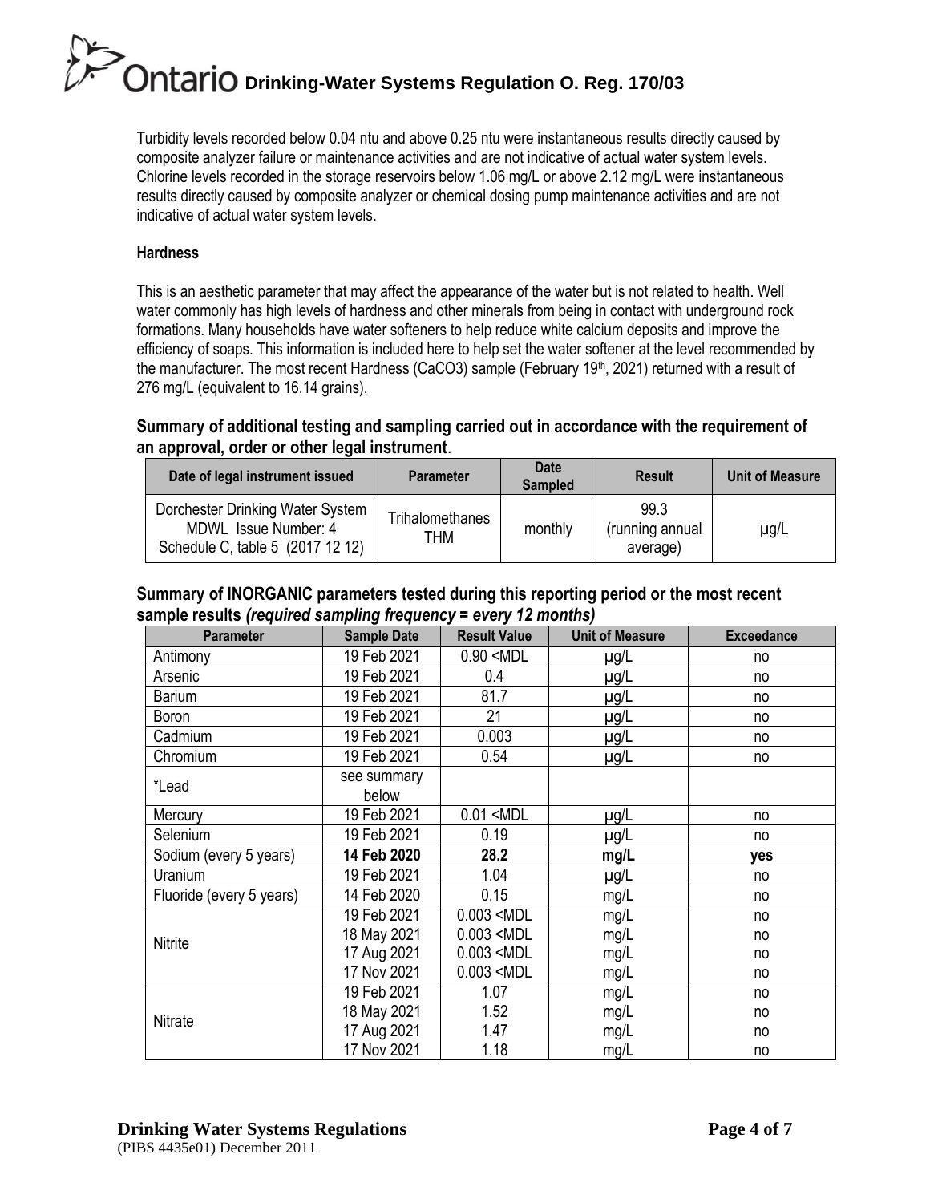Turbidity levels recorded below 0.04 ntu and above 0.25 ntu were instantaneous results directly caused by composite analyzer failure or maintenance activities and are not indicative of actual water system levels. Chlorine levels recorded in the storage reservoirs below 1.06 mg/L or above 2.12 mg/L were instantaneous results directly caused by composite analyzer or chemical dosing pump maintenance activities and are not indicative of actual water system levels.

**Hardness**

This is an aesthetic parameter that may affect the appearance of the water but is not related to health. Well water commonly has high levels of hardness and other minerals from being in contact with underground rock formations. Many households have water softeners to help reduce white calcium deposits and improve the efficiency of soaps. This information is included here to help set the water softener at the level recommended by the manufacturer. The most recent Hardness ($CaCO_3$) sample (February 19th, 2021) returned with a result of 276 mg/L (equivalent to 16.14 grains).

### Summary of additional testing and sampling carried out in accordance with the requirement of an approval, order or other legal instrument.

| Date of legal instrument issued | Parameter | Date Sampled | Result | Unit of Measure |
|---|---|---|---|---|
| Dorchester Drinking Water System MDWL Issue Number: 4 Schedule C, table 5 (2017 12 12) | Trihalomethanes THM | monthly | 99.3 (running annual average) | µg/L |

### Summary of INORGANIC parameters tested during this reporting period or the most recent sample results *(required sampling frequency = every 12 months)*

| Parameter | Sample Date | Result Value | Unit of Measure | Exceedance |
|---|---|---|---|---|
| Antimony | 19 Feb 2021 | 0.90 <MDL | µg/L | no |
| Arsenic | 19 Feb 2021 | 0.4 | µg/L | no |
| Barium | 19 Feb 2021 | 81.7 | µg/L | no |
| Boron | 19 Feb 2021 | 21 | µg/L | no |
| Cadmium | 19 Feb 2021 | 0.003 | µg/L | no |
| Chromium | 19 Feb 2021 | 0.54 | µg/L | no |
| *Lead | see summary below | | | |
| Mercury | 19 Feb 2021 | 0.01 <MDL | µg/L | no |
| Selenium | 19 Feb 2021 | 0.19 | µg/L | no |
| Sodium (every 5 years) | **14 Feb 2020** | **28.2** | **mg/L** | **yes** |
| Uranium | 19 Feb 2021 | 1.04 | µg/L | no |
| Fluoride (every 5 years) | 14 Feb 2020 | 0.15 | mg/L | no |
| Nitrite | 19 Feb 2021 | 0.003 <MDL | mg/L | no |
| | 18 May 2021 | 0.003 <MDL | mg/L | no |
| | 17 Aug 2021 | 0.003 <MDL | mg/L | no |
| | 17 Nov 2021 | 0.003 <MDL | mg/L | no |
| Nitrate | 19 Feb 2021 | 1.07 | mg/L | no |
| | 18 May 2021 | 1.52 | mg/L | no |
| | 17 Aug 2021 | 1.47 | mg/L | no |
| | 17 Nov 2021 | 1.18 | mg/L | no |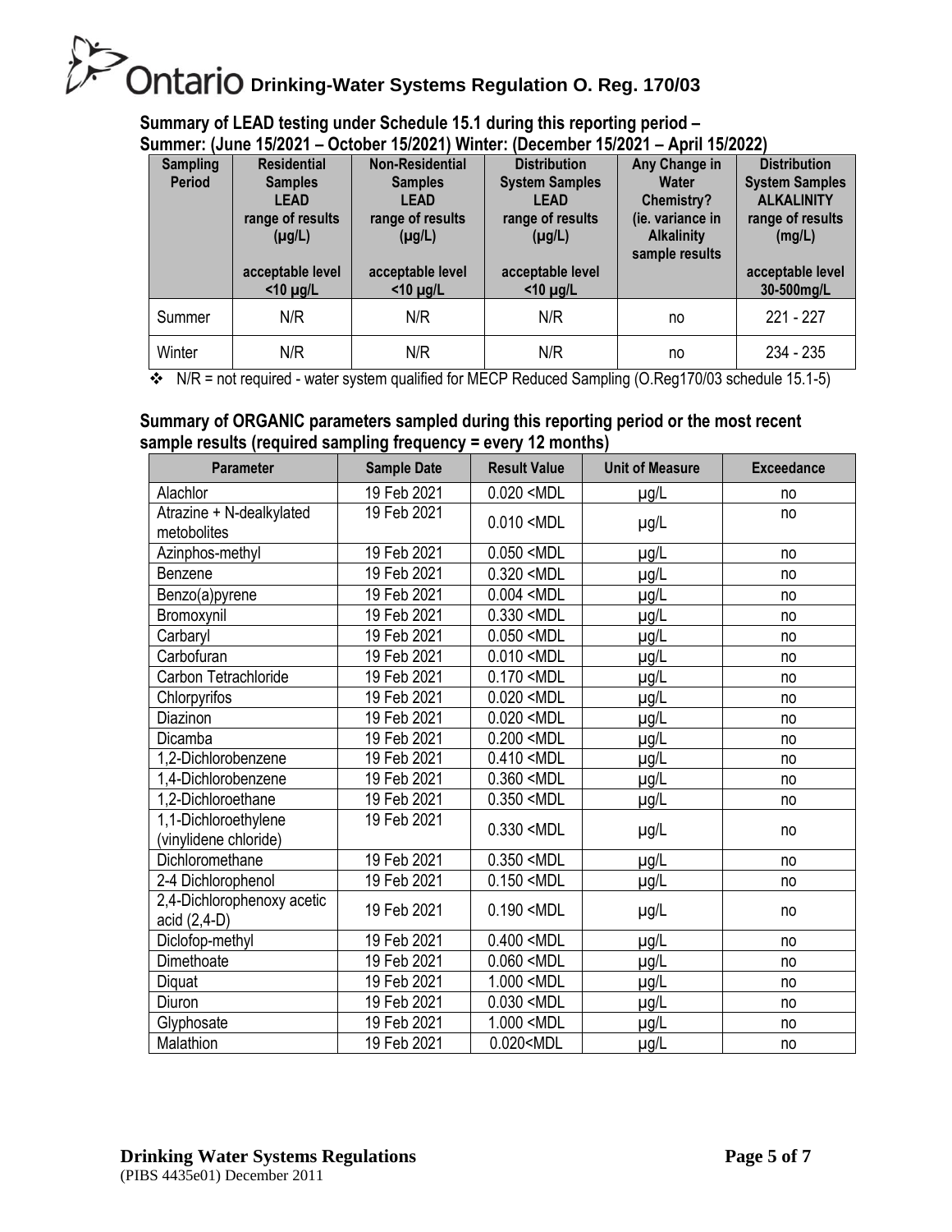# Ontario Drinking-Water Systems Regulation O. Reg. 170/03

**Summary of LEAD testing under Schedule 15.1 during this reporting period – Summer: (June 15/2021 – October 15/2021) Winter: (December 15/2021 – April 15/2022)**

| Sampling Period | Residential Samples LEAD range of results (µg/L) acceptable level <10 µg/L | Non-Residential Samples LEAD range of results (µg/L) acceptable level <10 µg/L | Distribution System Samples LEAD range of results (µg/L) acceptable level <10 µg/L | Any Change in Water Chemistry? (ie. variance in Alkalinity sample results | Distribution System Samples ALKALINITY range of results (mg/L) acceptable level 30-500mg/L |
|---|---|---|---|---|---|
| Summer | N/R | N/R | N/R | no | 221 - 227 |
| Winter | N/R | N/R | N/R | no | 234 - 235 |

- N/R = not required - water system qualified for MECP Reduced Sampling (O.Reg170/03 schedule 15.1-5)

**Summary of ORGANIC parameters sampled during this reporting period or the most recent sample results (required sampling frequency = every 12 months)**

| Parameter | Sample Date | Result Value | Unit of Measure | Exceedance |
|---|---|---|---|---|
| Alachlor | 19 Feb 2021 | 0.020 <MDL | µg/L | no |
| Atrazine + N-dealkylated metobolites | 19 Feb 2021 | 0.010 <MDL | µg/L | no |
| Azinphos-methyl | 19 Feb 2021 | 0.050 <MDL | µg/L | no |
| Benzene | 19 Feb 2021 | 0.320 <MDL | µg/L | no |
| Benzo(a)pyrene | 19 Feb 2021 | 0.004 <MDL | µg/L | no |
| Bromoxynil | 19 Feb 2021 | 0.330 <MDL | µg/L | no |
| Carbaryl | 19 Feb 2021 | 0.050 <MDL | µg/L | no |
| Carbofuran | 19 Feb 2021 | 0.010 <MDL | µg/L | no |
| Carbon Tetrachloride | 19 Feb 2021 | 0.170 <MDL | µg/L | no |
| Chlorpyrifos | 19 Feb 2021 | 0.020 <MDL | µg/L | no |
| Diazinon | 19 Feb 2021 | 0.020 <MDL | µg/L | no |
| Dicamba | 19 Feb 2021 | 0.200 <MDL | µg/L | no |
| 1,2-Dichlorobenzene | 19 Feb 2021 | 0.410 <MDL | µg/L | no |
| 1,4-Dichlorobenzene | 19 Feb 2021 | 0.360 <MDL | µg/L | no |
| 1,2-Dichloroethane | 19 Feb 2021 | 0.350 <MDL | µg/L | no |
| 1,1-Dichloroethylene (vinylidene chloride) | 19 Feb 2021 | 0.330 <MDL | µg/L | no |
| Dichloromethane | 19 Feb 2021 | 0.350 <MDL | µg/L | no |
| 2-4 Dichlorophenol | 19 Feb 2021 | 0.150 <MDL | µg/L | no |
| 2,4-Dichlorophenoxy acetic acid (2,4-D) | 19 Feb 2021 | 0.190 <MDL | µg/L | no |
| Diclofop-methyl | 19 Feb 2021 | 0.400 <MDL | µg/L | no |
| Dimethoate | 19 Feb 2021 | 0.060 <MDL | µg/L | no |
| Diquat | 19 Feb 2021 | 1.000 <MDL | µg/L | no |
| Diuron | 19 Feb 2021 | 0.030 <MDL | µg/L | no |
| Glyphosate | 19 Feb 2021 | 1.000 <MDL | µg/L | no |
| Malathion | 19 Feb 2021 | 0.020<MDL | µg/L | no |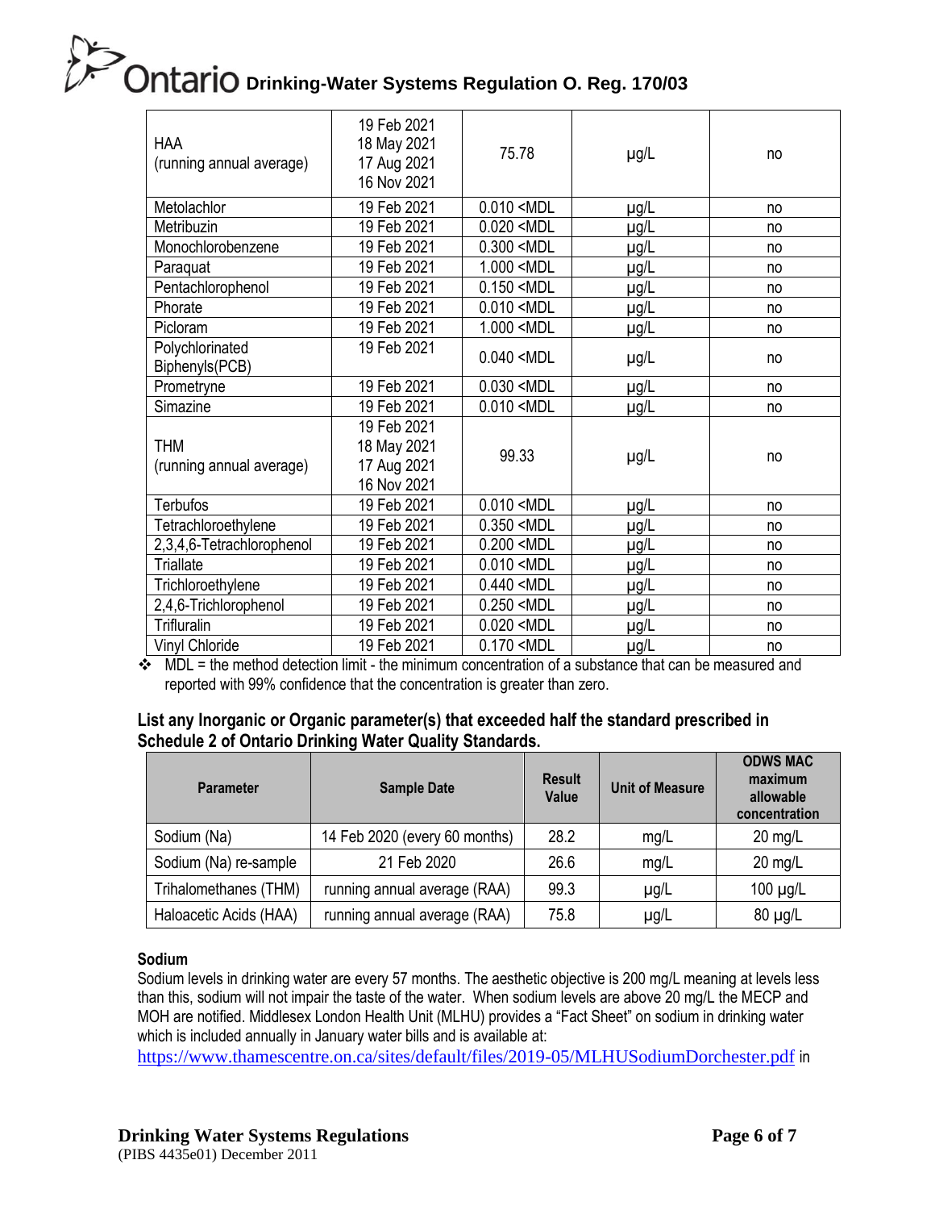| | | | | |
|---|---|---|---|---|
| HAA (running annual average) | 19 Feb 2021 18 May 2021 17 Aug 2021 16 Nov 2021 | 75.78 | µg/L | no |
| Metolachlor | 19 Feb 2021 | 0.010 <MDL | µg/L | no |
| Metribuzin | 19 Feb 2021 | 0.020 <MDL | µg/L | no |
| Monochlorobenzene | 19 Feb 2021 | 0.300 <MDL | µg/L | no |
| Paraquat | 19 Feb 2021 | 1.000 <MDL | µg/L | no |
| Pentachlorophenol | 19 Feb 2021 | 0.150 <MDL | µg/L | no |
| Phorate | 19 Feb 2021 | 0.010 <MDL | µg/L | no |
| Picloram | 19 Feb 2021 | 1.000 <MDL | µg/L | no |
| Polychlorinated Biphenyls(PCB) | 19 Feb 2021 | 0.040 <MDL | µg/L | no |
| Prometryne | 19 Feb 2021 | 0.030 <MDL | µg/L | no |
| Simazine | 19 Feb 2021 | 0.010 <MDL | µg/L | no |
| THM (running annual average) | 19 Feb 2021 18 May 2021 17 Aug 2021 16 Nov 2021 | 99.33 | µg/L | no |
| Terbufos | 19 Feb 2021 | 0.010 <MDL | µg/L | no |
| Tetrachloroethylene | 19 Feb 2021 | 0.350 <MDL | µg/L | no |
| 2,3,4,6-Tetrachlorophenol | 19 Feb 2021 | 0.200 <MDL | µg/L | no |
| Triallate | 19 Feb 2021 | 0.010 <MDL | µg/L | no |
| Trichloroethylene | 19 Feb 2021 | 0.440 <MDL | µg/L | no |
| 2,4,6-Trichlorophenol | 19 Feb 2021 | 0.250 <MDL | µg/L | no |
| Trifluralin | 19 Feb 2021 | 0.020 <MDL | µg/L | no |
| Vinyl Chloride | 19 Feb 2021 | 0.170 <MDL | µg/L | no |

❖ MDL = the method detection limit - the minimum concentration of a substance that can be measured and reported with 99% confidence that the concentration is greater than zero.

### List any Inorganic or Organic parameter(s) that exceeded half the standard prescribed in Schedule 2 of Ontario Drinking Water Quality Standards.

| Parameter | Sample Date | Result Value | Unit of Measure | ODWS MAC maximum allowable concentration |
|---|---|---|---|---|
| Sodium (Na) | 14 Feb 2020 (every 60 months) | 28.2 | mg/L | 20 mg/L |
| Sodium (Na) re-sample | 21 Feb 2020 | 26.6 | mg/L | 20 mg/L |
| Trihalomethanes (THM) | running annual average (RAA) | 99.3 | µg/L | 100 µg/L |
| Haloacetic Acids (HAA) | running annual average (RAA) | 75.8 | µg/L | 80 µg/L |

**Sodium**

Sodium levels in drinking water are every 57 months. The aesthetic objective is 200 mg/L meaning at levels less than this, sodium will not impair the taste of the water. When sodium levels are above 20 mg/L the MECP and MOH are notified. Middlesex London Health Unit (MLHU) provides a "Fact Sheet" on sodium in drinking water which is included annually in January water bills and is available at: https://www.thamescentre.on.ca/sites/default/files/2019-05/MLHUSodiumDorchester.pdf in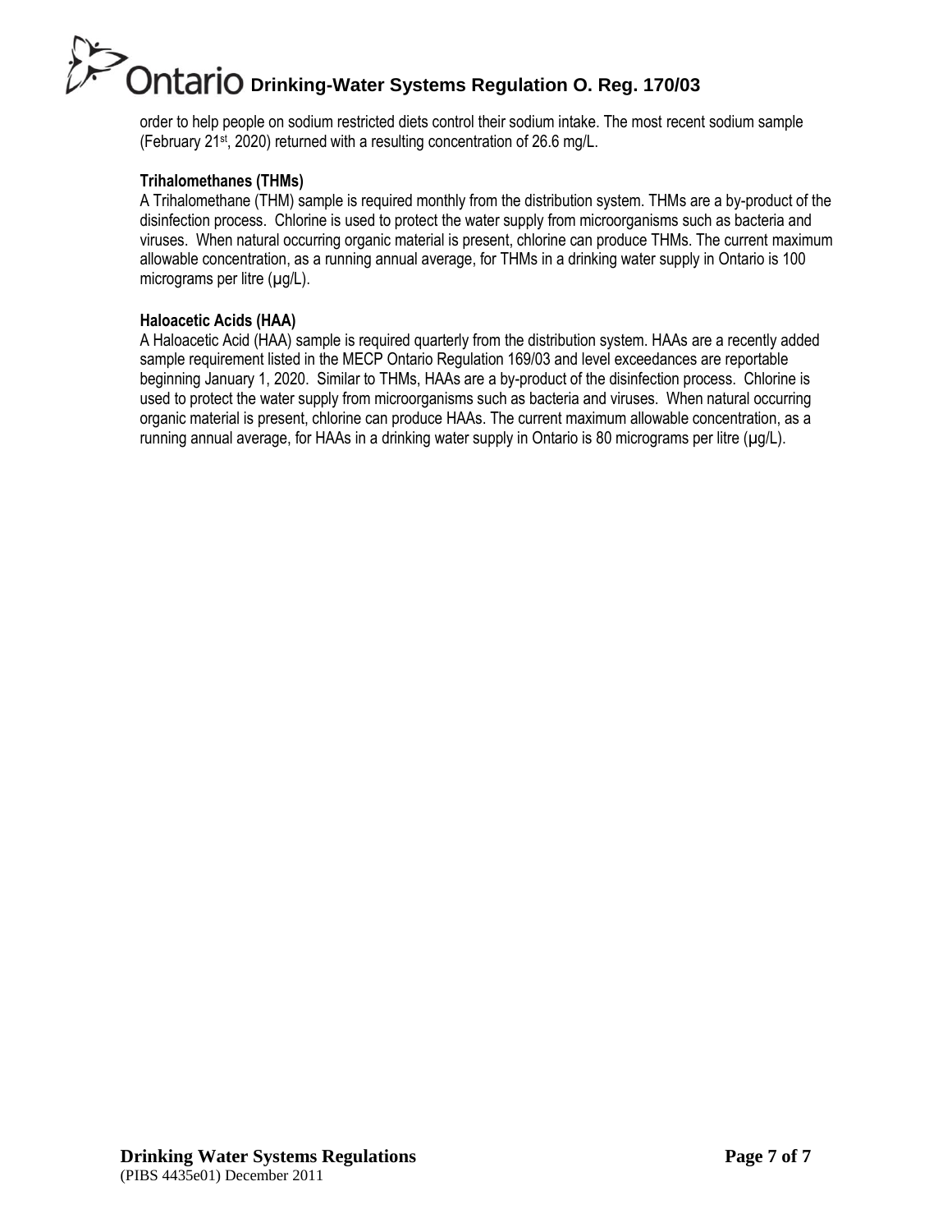order to help people on sodium restricted diets control their sodium intake. The most recent sodium sample (February 21st, 2020) returned with a resulting concentration of 26.6 mg/L.

**Trihalomethanes (THMs)**

A Trihalomethane (THM) sample is required monthly from the distribution system. THMs are a by-product of the disinfection process. Chlorine is used to protect the water supply from microorganisms such as bacteria and viruses. When natural occurring organic material is present, chlorine can produce THMs. The current maximum allowable concentration, as a running annual average, for THMs in a drinking water supply in Ontario is 100 micrograms per litre (µg/L).

**Haloacetic Acids (HAA)**

A Haloacetic Acid (HAA) sample is required quarterly from the distribution system. HAAs are a recently added sample requirement listed in the MECP Ontario Regulation 169/03 and level exceedances are reportable beginning January 1, 2020. Similar to THMs, HAAs are a by-product of the disinfection process. Chlorine is used to protect the water supply from microorganisms such as bacteria and viruses. When natural occurring organic material is present, chlorine can produce HAAs. The current maximum allowable concentration, as a running annual average, for HAAs in a drinking water supply in Ontario is 80 micrograms per litre (µg/L).